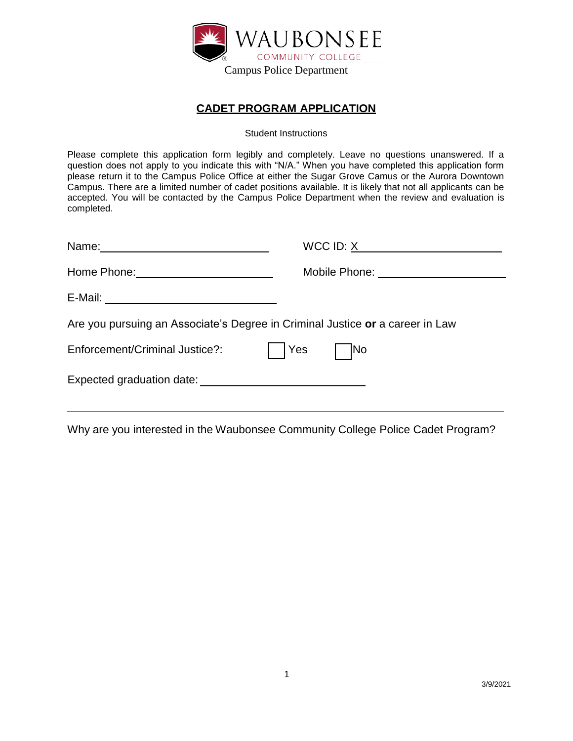WAUBONSEE COMMUNITY COLLEGE

Campus Police Department

## CADET PROGRAM APPLICATION

Student Instructions

Please complete this application form legibly and completely. Leave no questions unanswered. If a question does not apply to you indicate this with "N/A." When you have completed this application form please return it to the Campus Police Office at either the Sugar Grove Camus or the Aurora Downtown Campus. There are a limited number of cadet positions available. It is likely that not all applicants can be accepted. You will be contacted by the Campus Police Department when the review and evaluation is completed.

Name: ______________________________ WCC ID: X__________________________

Home Phone: _________________________ Mobile Phone: ______________________

E-Mail: ______________________________

Are you pursuing an Associate's Degree in Criminal Justice **or** a career in Law Enforcement/Criminal Justice?: ☐ Yes ☐ No

Expected graduation date: ____________________________

---

Why are you interested in the Waubonsee Community College Police Cadet Program?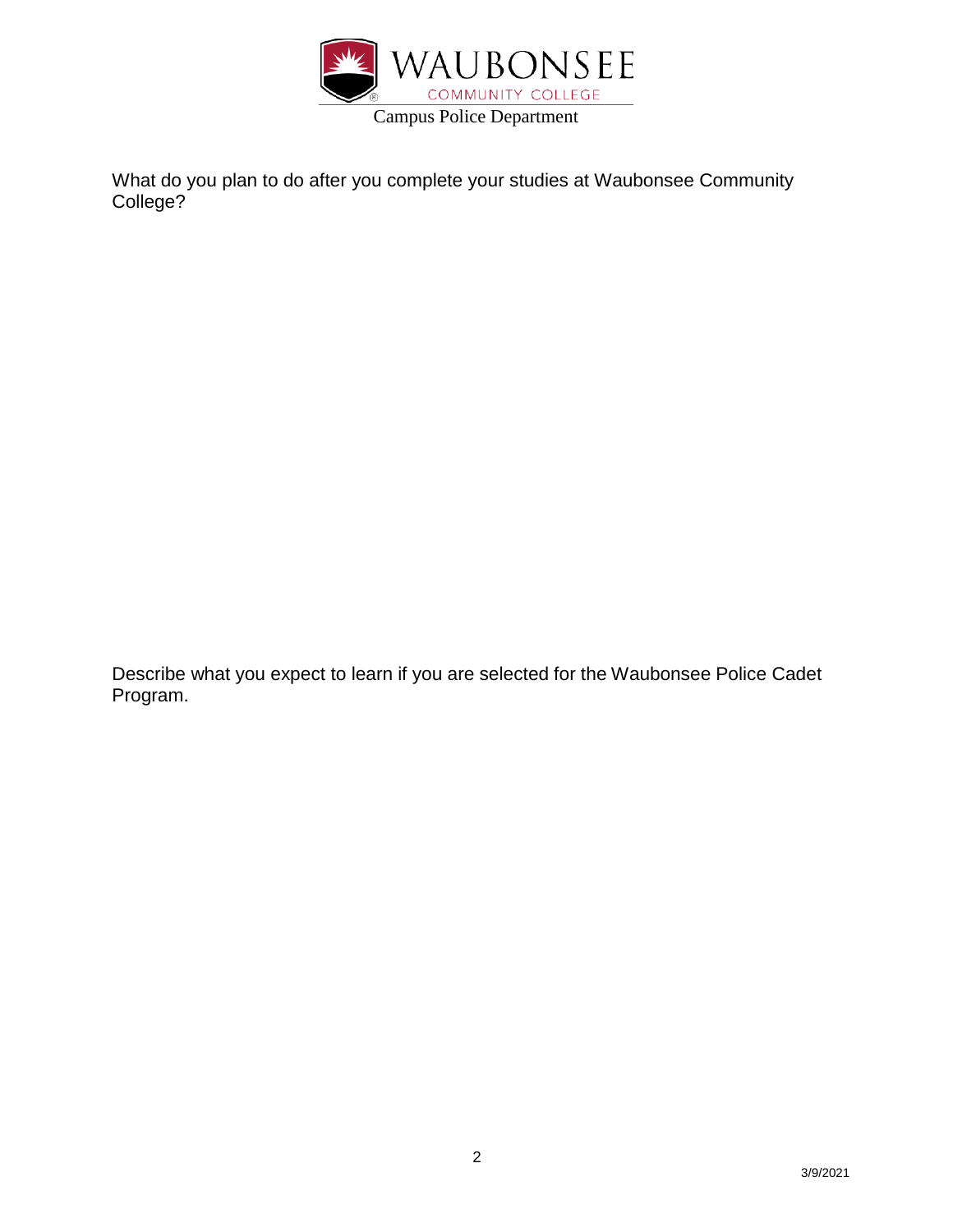What do you plan to do after you complete your studies at Waubonsee Community College?

Describe what you expect to learn if you are selected for the Waubonsee Police Cadet Program.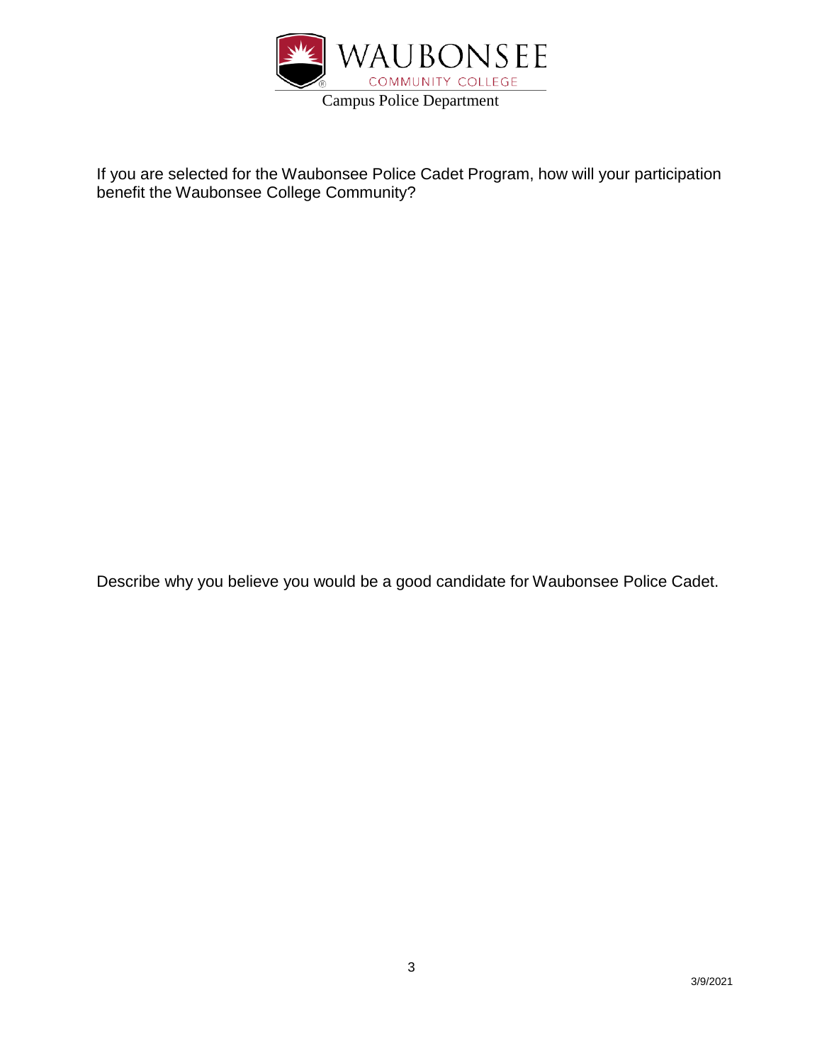WAUBONSEE COMMUNITY COLLEGE

Campus Police Department

If you are selected for the Waubonsee Police Cadet Program, how will your participation benefit the Waubonsee College Community?

Describe why you believe you would be a good candidate for Waubonsee Police Cadet.

3/9/2021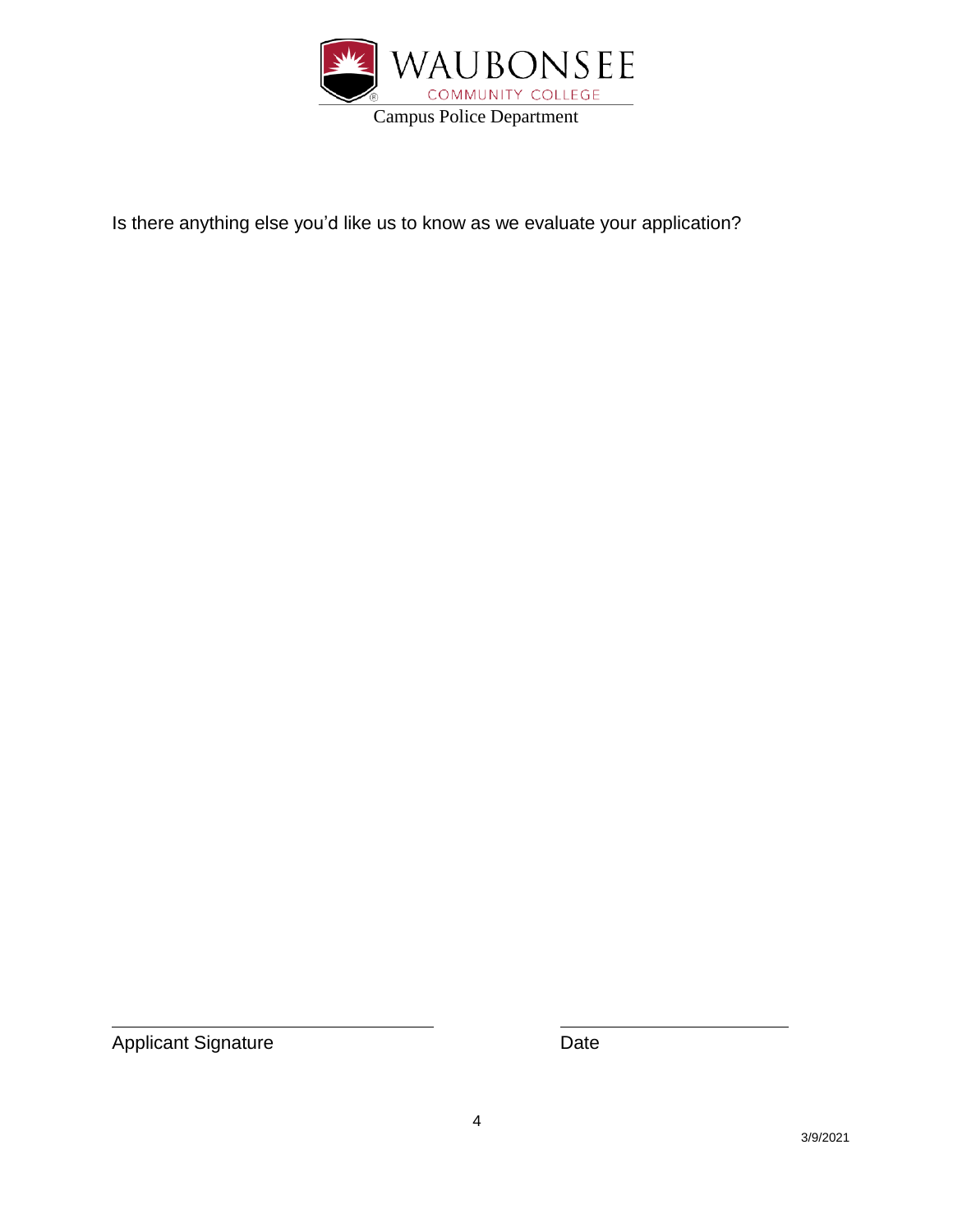WAUBONSEE COMMUNITY COLLEGE

Campus Police Department

Is there anything else you'd like us to know as we evaluate your application?

Applicant Signature

Date

3/9/2021